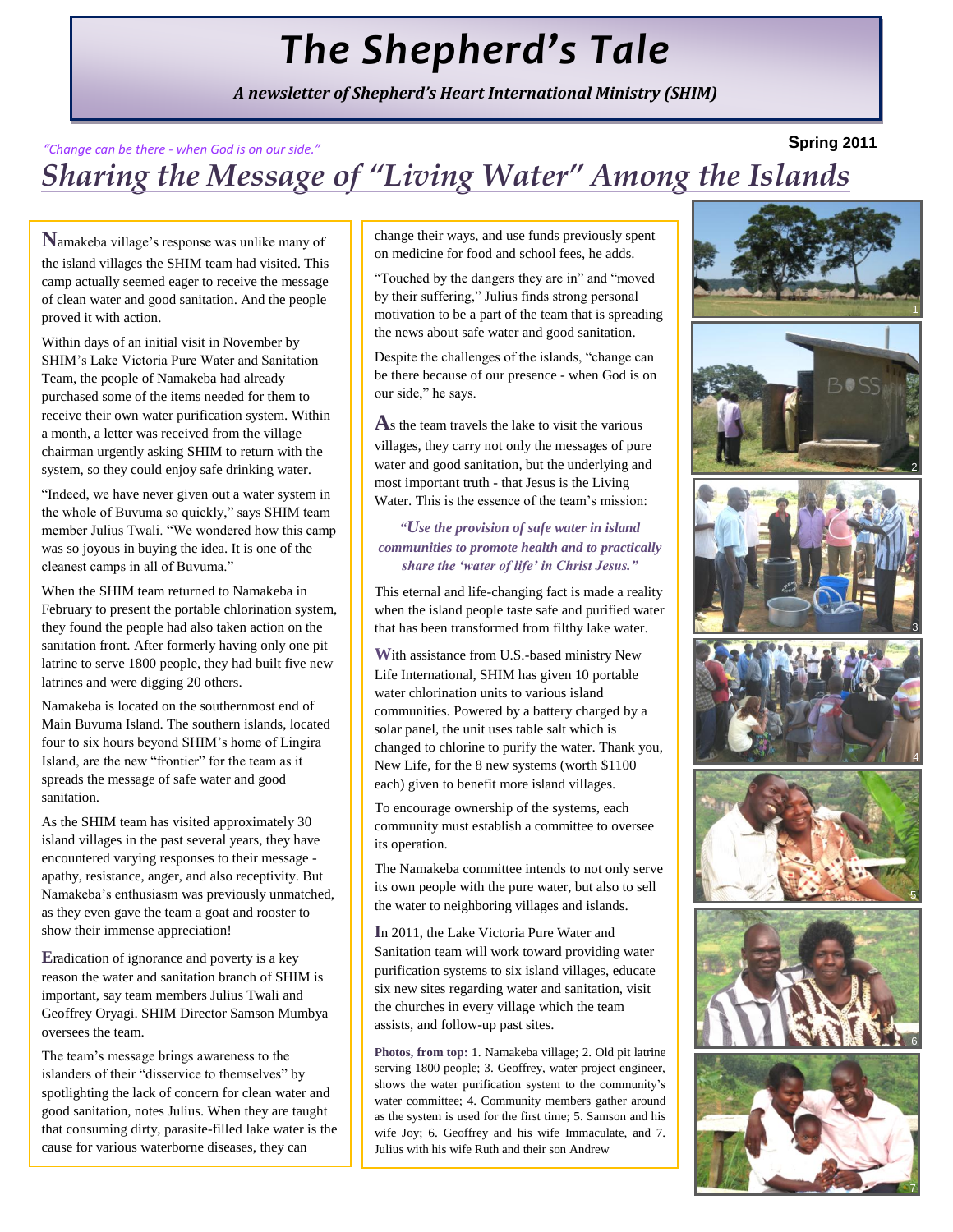# The Shepherd's Tale

***A newsletter of Shepherd's Heart International Ministry (SHIM)***

*"Change can be there - when God is on our side."*

**Spring 2011**

## *Sharing the Message of "Living Water" Among the Islands*

Namakeba village's response was unlike many of the island villages the SHIM team had visited. This camp actually seemed eager to receive the message of clean water and good sanitation. And the people proved it with action.

Within days of an initial visit in November by SHIM's Lake Victoria Pure Water and Sanitation Team, the people of Namakeba had already purchased some of the items needed for them to receive their own water purification system. Within a month, a letter was received from the village chairman urgently asking SHIM to return with the system, so they could enjoy safe drinking water.

"Indeed, we have never given out a water system in the whole of Buvuma so quickly," says SHIM team member Julius Twali. "We wondered how this camp was so joyous in buying the idea. It is one of the cleanest camps in all of Buvuma."

When the SHIM team returned to Namakeba in February to present the portable chlorination system, they found the people had also taken action on the sanitation front. After formerly having only one pit latrine to serve 1800 people, they had built five new latrines and were digging 20 others.

Namakeba is located on the southernmost end of Main Buvuma Island. The southern islands, located four to six hours beyond SHIM's home of Lingira Island, are the new "frontier" for the team as it spreads the message of safe water and good sanitation.

As the SHIM team has visited approximately 30 island villages in the past several years, they have encountered varying responses to their message - apathy, resistance, anger, and also receptivity. But Namakeba's enthusiasm was previously unmatched, as they even gave the team a goat and rooster to show their immense appreciation!

Eradication of ignorance and poverty is a key reason the water and sanitation branch of SHIM is important, say team members Julius Twali and Geoffrey Oryagi. SHIM Director Samson Mumbya oversees the team.

The team's message brings awareness to the islanders of their "disservice to themselves" by spotlighting the lack of concern for clean water and good sanitation, notes Julius. When they are taught that consuming dirty, parasite-filled lake water is the cause for various waterborne diseases, they can change their ways, and use funds previously spent on medicine for food and school fees, he adds.

"Touched by the dangers they are in" and "moved by their suffering," Julius finds strong personal motivation to be a part of the team that is spreading the news about safe water and good sanitation.

Despite the challenges of the islands, "change can be there because of our presence - when God is on our side," he says.

As the team travels the lake to visit the various villages, they carry not only the messages of pure water and good sanitation, but the underlying and most important truth - that Jesus is the Living Water. This is the essence of the team's mission:

> ***"Use the provision of safe water in island communities to promote health and to practically share the 'water of life' in Christ Jesus."***

This eternal and life-changing fact is made a reality when the island people taste safe and purified water that has been transformed from filthy lake water.

With assistance from U.S.-based ministry New Life International, SHIM has given 10 portable water chlorination units to various island communities. Powered by a battery charged by a solar panel, the unit uses table salt which is changed to chlorine to purify the water. Thank you, New Life, for the 8 new systems (worth $1100 each) given to benefit more island villages.

To encourage ownership of the systems, each community must establish a committee to oversee its operation.

The Namakeba committee intends to not only serve its own people with the pure water, but also to sell the water to neighboring villages and islands.

In 2011, the Lake Victoria Pure Water and Sanitation team will work toward providing water purification systems to six island villages, educate six new sites regarding water and sanitation, visit the churches in every village which the team assists, and follow-up past sites.

**Photos, from top:** 1. Namakeba village; 2. Old pit latrine serving 1800 people; 3. Geoffrey, water project engineer, shows the water purification system to the community's water committee; 4. Community members gather around as the system is used for the first time; 5. Samson and his wife Joy; 6. Geoffrey and his wife Immaculate, and 7. Julius with his wife Ruth and their son Andrew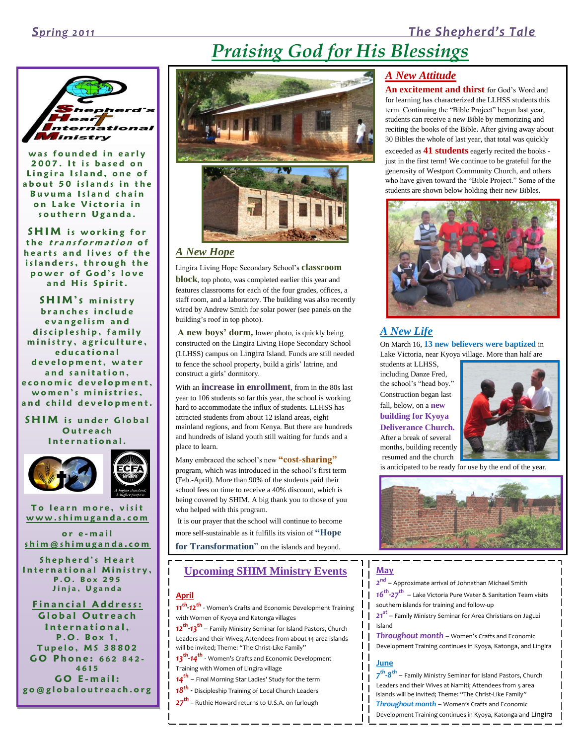# Praising God for His Blessings

Shepherd's Heart International Ministry

was founded in early 2007. It is based on Lingira Island, one of about 50 islands in the Buvuma Island chain on Lake Victoria in southern Uganda.

**SHIM** is working for the *transformation* of hearts and lives of the islanders, through the power of God's love and His Spirit.

**SHIM's** ministry branches include evangelism and discipleship, family ministry, agriculture, educational development, water and sanitation, economic development, women's ministries, and child development.

**SHIM** is under Global Outreach International.

To learn more, visit www.shimuganda.com

or e-mail shim@shimuganda.com

Shepherd's Heart International Ministry, P.O. Box 295 Jinja, Uganda

**Financial Address:**
Global Outreach International,
P.O. Box 1,
Tupelo, MS 38802
GO Phone: 662 842-4615
GO E-mail: go@globaloutreach.org

## *A New Hope*

Lingira Living Hope Secondary School's **classroom block**, top photo, was completed earlier this year and features classrooms for each of the four grades, offices, a staff room, and a laboratory. The building was also recently wired by Andrew Smith for solar power (see panels on the building's roof in top photo).

**A new boys' dorm,** lower photo, is quickly being constructed on the Lingira Living Hope Secondary School (LLHSS) campus on Lingira Island. Funds are still needed to fence the school property, build a girls' latrine, and construct a girls' dormitory.

With an **increase in enrollment**, from in the 80s last year to 106 students so far this year, the school is working hard to accommodate the influx of students. LLHSS has attracted students from about 12 island areas, eight mainland regions, and from Kenya. But there are hundreds and hundreds of island youth still waiting for funds and a place to learn.

Many embraced the school's new **"cost-sharing"** program, which was introduced in the school's first term (Feb.-April). More than 90% of the students paid their school fees on time to receive a 40% discount, which is being covered by SHIM. A big thank you to those of you who helped with this program.

It is our prayer that the school will continue to become more self-sustainable as it fulfills its vision of **"Hope for Transformation"** on the islands and beyond.

## *A New Attitude*

**An excitement and thirst** for God's Word and for learning has characterized the LLHSS students this term. Continuing the "Bible Project" begun last year, students can receive a new Bible by memorizing and reciting the books of the Bible. After giving away about 30 Bibles the whole of last year, that total was quickly exceeded as **41 students** eagerly recited the books - just in the first term! We continue to be grateful for the generosity of Westport Community Church, and others who have given toward the "Bible Project." Some of the students are shown below holding their new Bibles.

## *A New Life*

On March 16, **13 new believers were baptized** in Lake Victoria, near Kyoya village. More than half are students at LLHSS, including Danze Fred, the school's "head boy." Construction began last fall, below, on a **new building for Kyoya Deliverance Church.** After a break of several months, building recently resumed and the church is anticipated to be ready for use by the end of the year.

## Upcoming SHIM Ministry Events

### April

***11th-12th*** - Women's Crafts and Economic Development Training with Women of Kyoya and Katonga villages

***12th-13th*** – Family Ministry Seminar for Island Pastors, Church Leaders and their Wives; Attendees from about 14 area islands will be invited; Theme: "The Christ-Like Family"

***13th-14th*** - Women's Crafts and Economic Development Training with Women of Lingira village

***14th*** – Final Morning Star Ladies' Study for the term

***18th*** - Discipleship Training of Local Church Leaders

***27th*** – Ruthie Howard returns to U.S.A. on furlough

### May

***2nd*** – Approximate arrival of Johnathan Michael Smith

***16th-27th*** – Lake Victoria Pure Water & Sanitation Team visits southern islands for training and follow-up

***21st*** – Family Ministry Seminar for Area Christians on Jaguzi Island

***Throughout month*** – Women's Crafts and Economic Development Training continues in Kyoya, Katonga, and Lingira

### June

***7th-8th*** – Family Ministry Seminar for Island Pastors, Church Leaders and their Wives at Namiti; Attendees from 5 area islands will be invited; Theme: "The Christ-Like Family"

***Throughout month*** – Women's Crafts and Economic Development Training continues in Kyoya, Katonga and Lingira